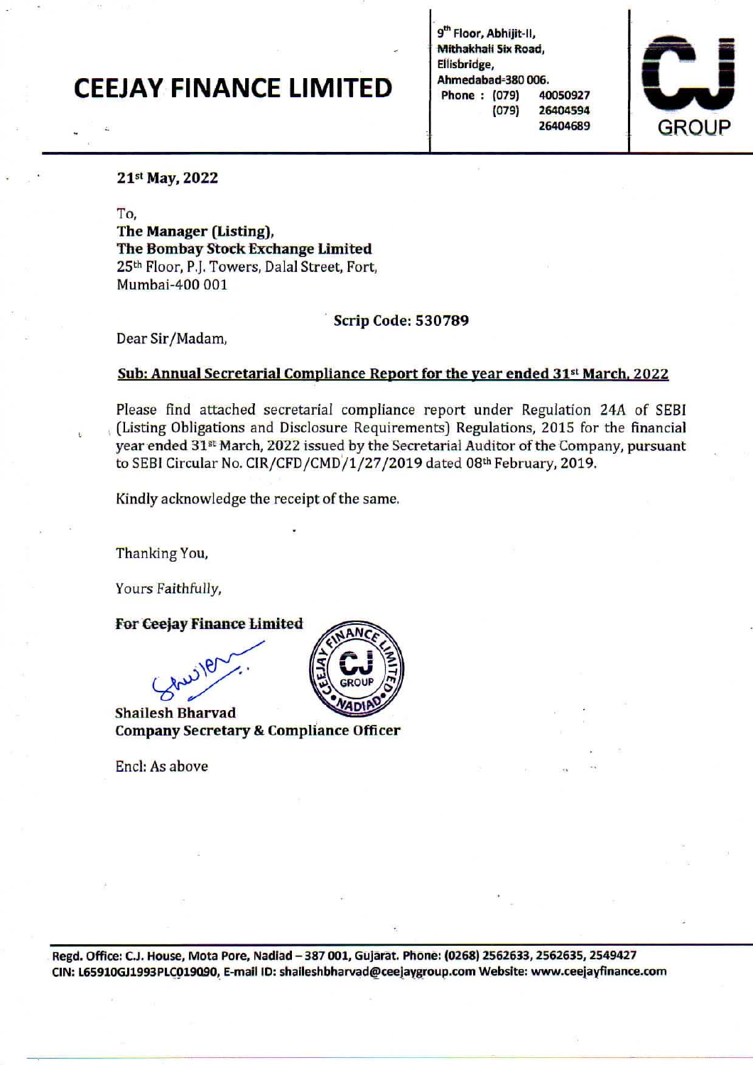# CEEJAY FINANCE LIMITED

9[th] Floor, Abhijit-II,
Mithakhali Six Road,
Ellisbridge,
Ahmedabad-380 006.
Phone : (079) 40050927
(079) 26404594
26404689

CJ GROUP

**21[st] May, 2022**

To,
**The Manager (Listing),**
**The Bombay Stock Exchange Limited**
25[th] Floor, P.J. Towers, Dalal Street, Fort,
Mumbai-400 001

**Scrip Code: 530789**

Dear Sir/Madam,

**Sub: Annual Secretarial Compliance Report for the year ended 31[st] March, 2022**

Please find attached secretarial compliance report under Regulation 24A of SEBI (Listing Obligations and Disclosure Requirements) Regulations, 2015 for the financial year ended 31[st] March, 2022 issued by the Secretarial Auditor of the Company, pursuant to SEBI Circular No. CIR/CFD/CMD/1/27/2019 dated 08[th] February, 2019.

Kindly acknowledge the receipt of the same.

Thanking You,

Yours Faithfully,

**For Ceejay Finance Limited**

**Shailesh Bharvad**
**Company Secretary & Compliance Officer**

Encl: As above

Regd. Office: C.J. House, Mota Pore, Nadiad – 387 001, Gujarat. Phone: (0268) 2562633, 2562635, 2549427
CIN: L65910GJ1993PLC019090, E-mail ID: shaileshbharvad@ceejaygroup.com Website: www.ceejayfinance.com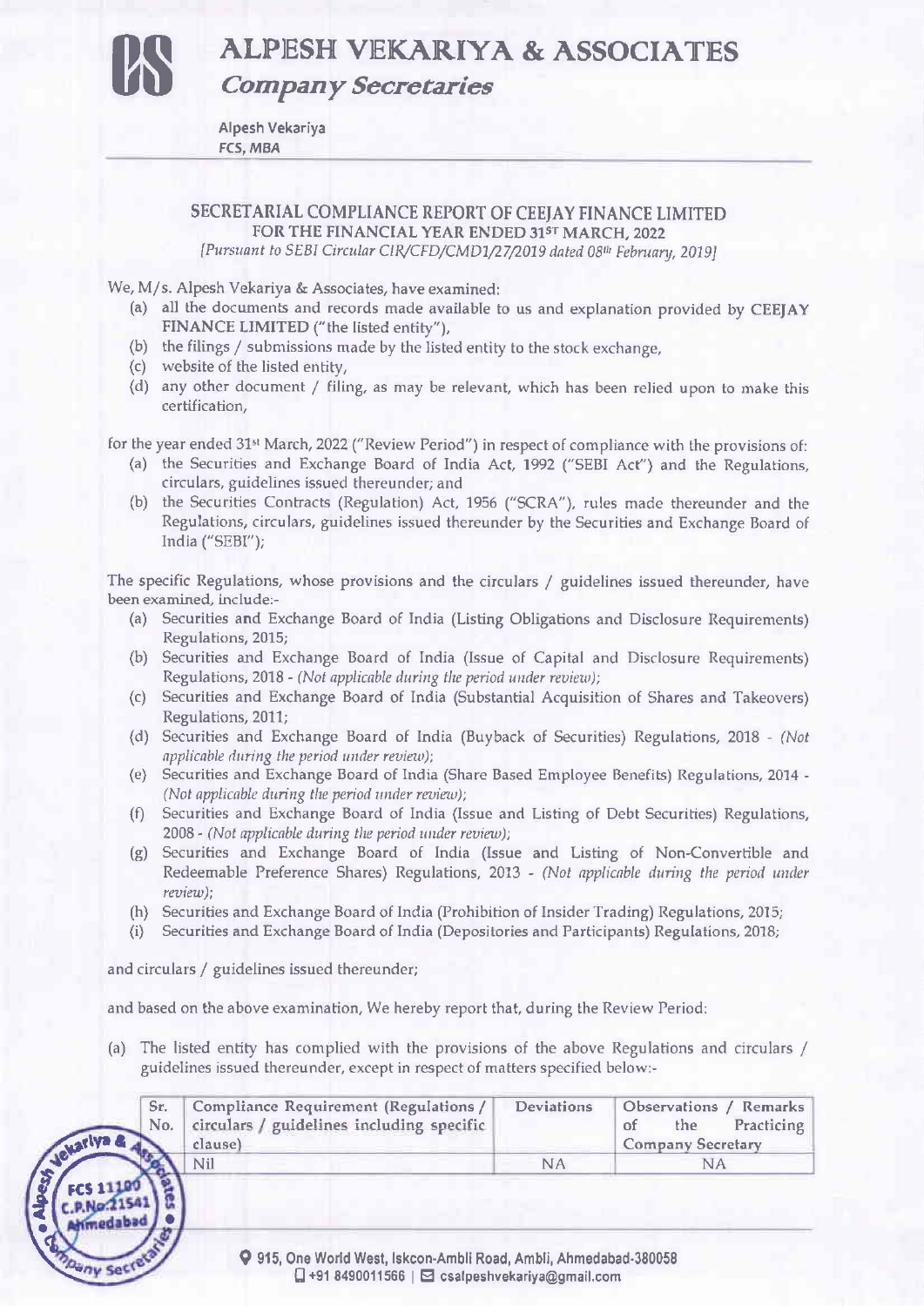# ALPESH VEKARIYA & ASSOCIATES

*Company Secretaries*

Alpesh Vekariya
FCS, MBA

## SECRETARIAL COMPLIANCE REPORT OF CEEJAY FINANCE LIMITED
### FOR THE FINANCIAL YEAR ENDED 31ST MARCH, 2022

*[Pursuant to SEBI Circular CIR/CFD/CMD1/27/2019 dated 08th February, 2019]*

We, M/s. Alpesh Vekariya & Associates, have examined:

(a) all the documents and records made available to us and explanation provided by **CEEJAY FINANCE LIMITED** ("the listed entity"),
(b) the filings / submissions made by the listed entity to the stock exchange,
(c) website of the listed entity,
(d) any other document / filing, as may be relevant, which has been relied upon to make this certification,

for the year ended 31st March, 2022 ("Review Period") in respect of compliance with the provisions of:

(a) the Securities and Exchange Board of India Act, 1992 ("SEBI Act") and the Regulations, circulars, guidelines issued thereunder; and
(b) the Securities Contracts (Regulation) Act, 1956 ("SCRA"), rules made thereunder and the Regulations, circulars, guidelines issued thereunder by the Securities and Exchange Board of India ("SEBI");

The specific Regulations, whose provisions and the circulars / guidelines issued thereunder, have been examined, include:-

(a) Securities and Exchange Board of India (Listing Obligations and Disclosure Requirements) Regulations, 2015;
(b) Securities and Exchange Board of India (Issue of Capital and Disclosure Requirements) Regulations, 2018 - *(Not applicable during the period under review)*;
(c) Securities and Exchange Board of India (Substantial Acquisition of Shares and Takeovers) Regulations, 2011;
(d) Securities and Exchange Board of India (Buyback of Securities) Regulations, 2018 - *(Not applicable during the period under review)*;
(e) Securities and Exchange Board of India (Share Based Employee Benefits) Regulations, 2014 - *(Not applicable during the period under review)*;
(f) Securities and Exchange Board of India (Issue and Listing of Debt Securities) Regulations, 2008 - *(Not applicable during the period under review)*;
(g) Securities and Exchange Board of India (Issue and Listing of Non-Convertible and Redeemable Preference Shares) Regulations, 2013 - *(Not applicable during the period under review)*;
(h) Securities and Exchange Board of India (Prohibition of Insider Trading) Regulations, 2015;
(i) Securities and Exchange Board of India (Depositories and Participants) Regulations, 2018;

and circulars / guidelines issued thereunder;

and based on the above examination, We hereby report that, during the Review Period:

(a) The listed entity has complied with the provisions of the above Regulations and circulars / guidelines issued thereunder, except in respect of matters specified below:-

| Sr. No. | Compliance Requirement (Regulations / circulars / guidelines including specific clause) | Deviations | Observations / Remarks of the Practicing Company Secretary |
|---|---|---|---|
| | Nil | NA | NA |

915, One World West, Iskcon-Ambli Road, Ambli, Ahmedabad-380058
+91 8490011566 | csalpeshvekariya@gmail.com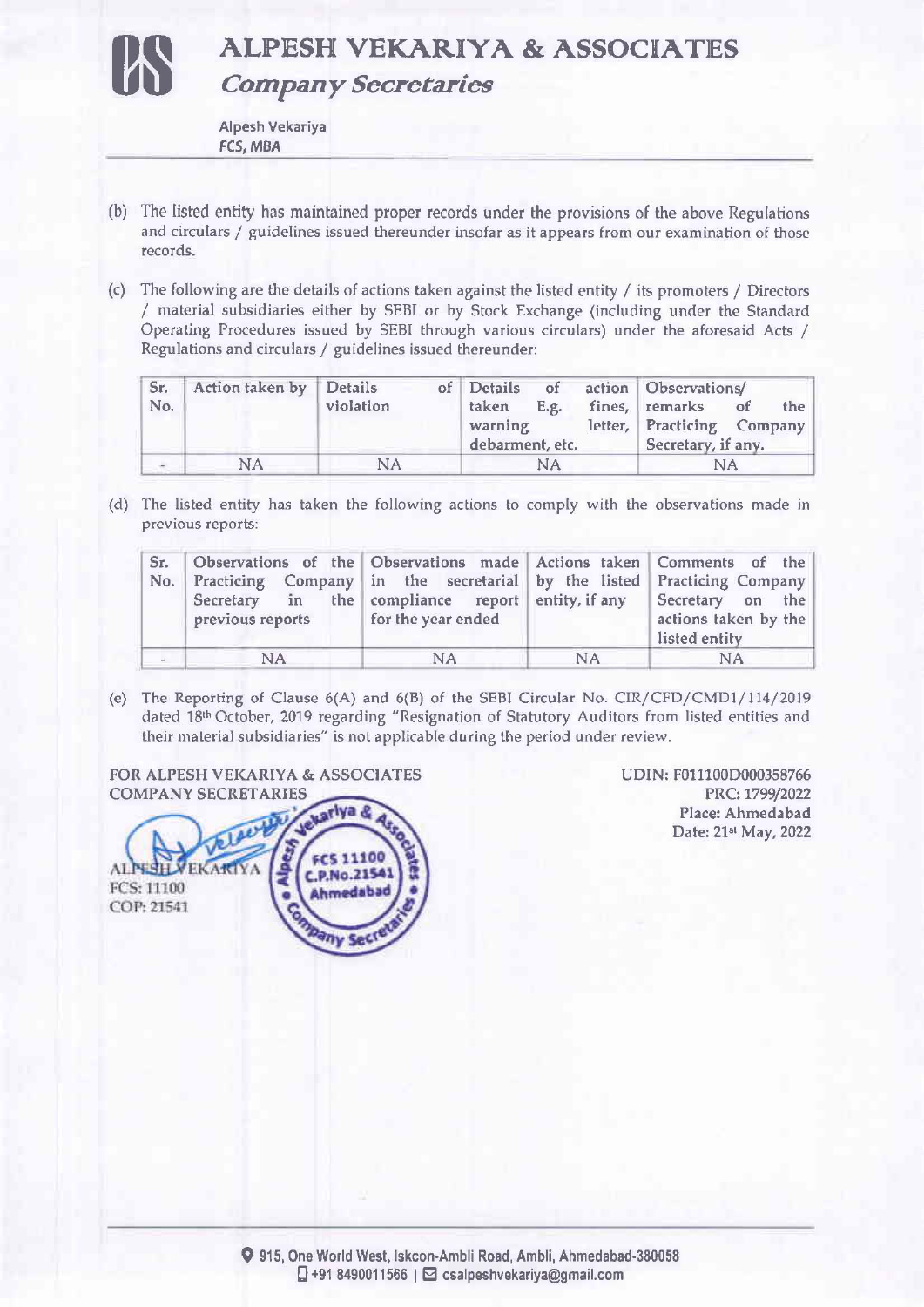# ALPESH VEKARIYA & ASSOCIATES

*Company Secretaries*

Alpesh Vekariya
*FCS, MBA*

(b) The listed entity has maintained proper records under the provisions of the above Regulations and circulars / guidelines issued thereunder insofar as it appears from our examination of those records.

(c) The following are the details of actions taken against the listed entity / its promoters / Directors / material subsidiaries either by SEBI or by Stock Exchange (including under the Standard Operating Procedures issued by SEBI through various circulars) under the aforesaid Acts / Regulations and circulars / guidelines issued thereunder:

| Sr. No. | Action taken by | Details of violation | Details of action taken E.g. fines, warning letter, debarment, etc. | Observations/ remarks of the Practicing Company Secretary, if any. |
|---|---|---|---|---|
| - | NA | NA | NA | NA |

(d) The listed entity has taken the following actions to comply with the observations made in previous reports:

| Sr. No. | Observations of the Practicing Company Secretary in the previous reports | Observations made in the secretarial compliance report for the year ended | Actions taken by the listed entity, if any | Comments of the Practicing Company Secretary on the actions taken by the listed entity |
|---|---|---|---|---|
| - | NA | NA | NA | NA |

(e) The Reporting of Clause 6(A) and 6(B) of the SEBI Circular No. CIR/CFD/CMD1/114/2019 dated 18th October, 2019 regarding "Resignation of Statutory Auditors from listed entities and their material subsidiaries" is not applicable during the period under review.

FOR ALPESH VEKARIYA & ASSOCIATES
COMPANY SECRETARIES

ALPESH VEKARIYA
FCS: 11100
COP: 21541

UDIN: F011100D000358766
PRC: 1799/2022
Place: Ahmedabad
Date: 21st May, 2022

915, One World West, Iskcon-Ambli Road, Ambli, Ahmedabad-380058
+91 8490011566 | csalpeshvekariya@gmail.com